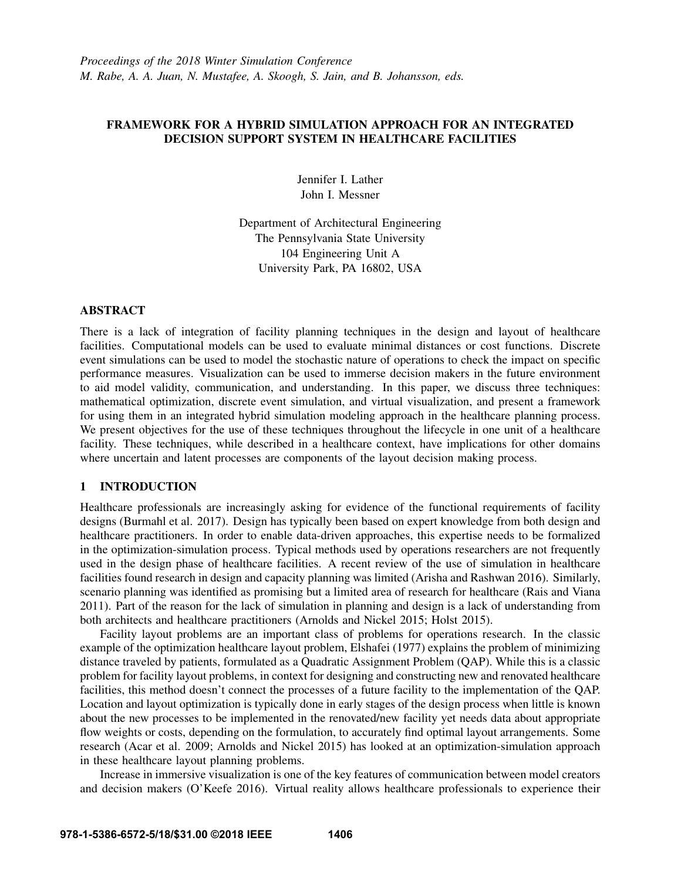*Proceedings of the 2018 Winter Simulation Conference*
*M. Rabe, A. A. Juan, N. Mustafee, A. Skoogh, S. Jain, and B. Johansson, eds.*

# FRAMEWORK FOR A HYBRID SIMULATION APPROACH FOR AN INTEGRATED DECISION SUPPORT SYSTEM IN HEALTHCARE FACILITIES

Jennifer I. Lather
John I. Messner

Department of Architectural Engineering
The Pennsylvania State University
104 Engineering Unit A
University Park, PA 16802, USA

## ABSTRACT

There is a lack of integration of facility planning techniques in the design and layout of healthcare facilities. Computational models can be used to evaluate minimal distances or cost functions. Discrete event simulations can be used to model the stochastic nature of operations to check the impact on specific performance measures. Visualization can be used to immerse decision makers in the future environment to aid model validity, communication, and understanding. In this paper, we discuss three techniques: mathematical optimization, discrete event simulation, and virtual visualization, and present a framework for using them in an integrated hybrid simulation modeling approach in the healthcare planning process. We present objectives for the use of these techniques throughout the lifecycle in one unit of a healthcare facility. These techniques, while described in a healthcare context, have implications for other domains where uncertain and latent processes are components of the layout decision making process.

## 1 INTRODUCTION

Healthcare professionals are increasingly asking for evidence of the functional requirements of facility designs (Burmahl et al. 2017). Design has typically been based on expert knowledge from both design and healthcare practitioners. In order to enable data-driven approaches, this expertise needs to be formalized in the optimization-simulation process. Typical methods used by operations researchers are not frequently used in the design phase of healthcare facilities. A recent review of the use of simulation in healthcare facilities found research in design and capacity planning was limited (Arisha and Rashwan 2016). Similarly, scenario planning was identified as promising but a limited area of research for healthcare (Rais and Viana 2011). Part of the reason for the lack of simulation in planning and design is a lack of understanding from both architects and healthcare practitioners (Arnolds and Nickel 2015; Holst 2015).

Facility layout problems are an important class of problems for operations research. In the classic example of the optimization healthcare layout problem, Elshafei (1977) explains the problem of minimizing distance traveled by patients, formulated as a Quadratic Assignment Problem (QAP). While this is a classic problem for facility layout problems, in context for designing and constructing new and renovated healthcare facilities, this method doesn't connect the processes of a future facility to the implementation of the QAP. Location and layout optimization is typically done in early stages of the design process when little is known about the new processes to be implemented in the renovated/new facility yet needs data about appropriate flow weights or costs, depending on the formulation, to accurately find optimal layout arrangements. Some research (Acar et al. 2009; Arnolds and Nickel 2015) has looked at an optimization-simulation approach in these healthcare layout planning problems.

Increase in immersive visualization is one of the key features of communication between model creators and decision makers (O'Keefe 2016). Virtual reality allows healthcare professionals to experience their

978-1-5386-6572-5/18/$31.00 ©2018 IEEE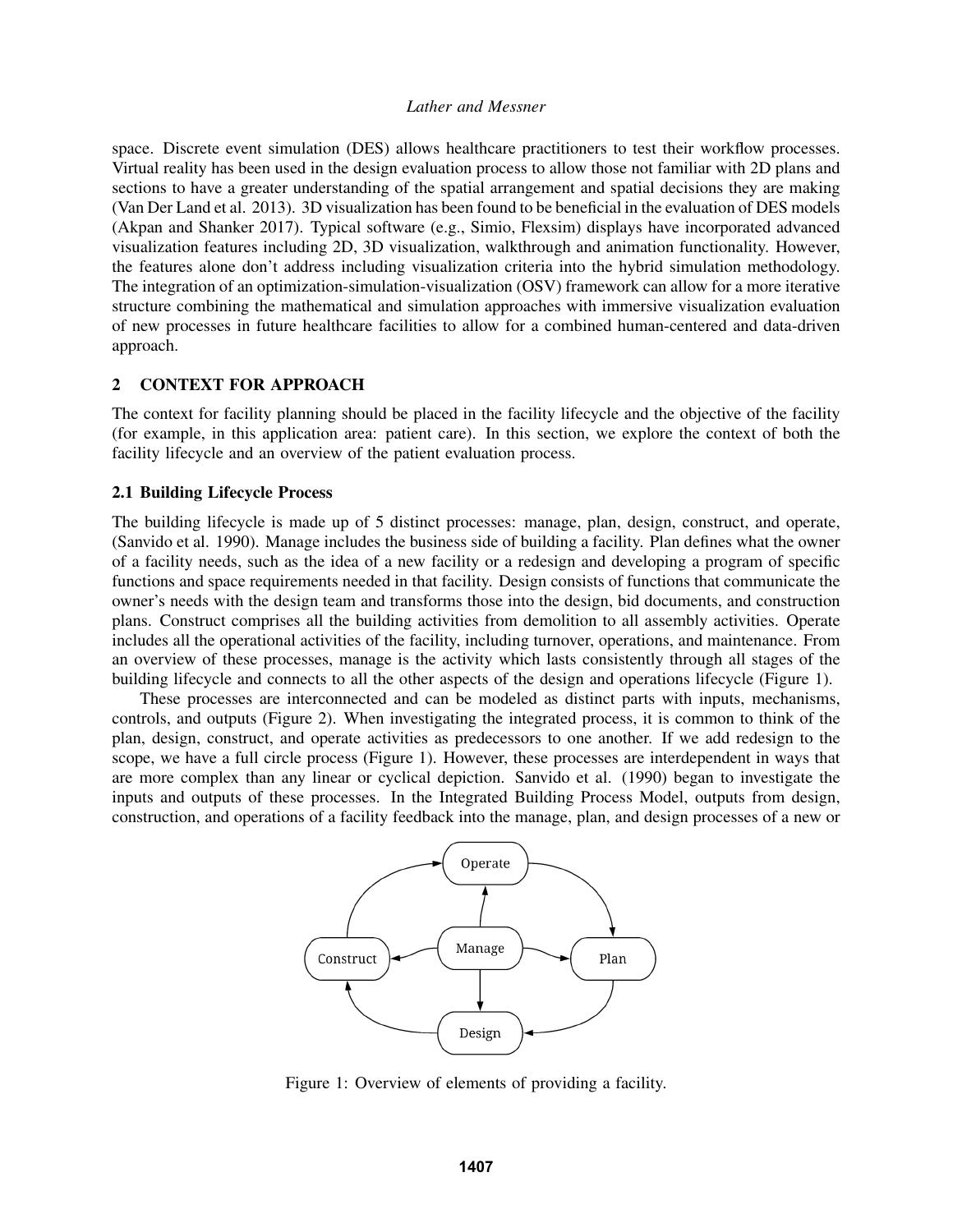space. Discrete event simulation (DES) allows healthcare practitioners to test their workflow processes. Virtual reality has been used in the design evaluation process to allow those not familiar with 2D plans and sections to have a greater understanding of the spatial arrangement and spatial decisions they are making (Van Der Land et al. 2013). 3D visualization has been found to be beneficial in the evaluation of DES models (Akpan and Shanker 2017). Typical software (e.g., Simio, Flexsim) displays have incorporated advanced visualization features including 2D, 3D visualization, walkthrough and animation functionality. However, the features alone don't address including visualization criteria into the hybrid simulation methodology. The integration of an optimization-simulation-visualization (OSV) framework can allow for a more iterative structure combining the mathematical and simulation approaches with immersive visualization evaluation of new processes in future healthcare facilities to allow for a combined human-centered and data-driven approach.

## 2 CONTEXT FOR APPROACH

The context for facility planning should be placed in the facility lifecycle and the objective of the facility (for example, in this application area: patient care). In this section, we explore the context of both the facility lifecycle and an overview of the patient evaluation process.

### 2.1 Building Lifecycle Process

The building lifecycle is made up of 5 distinct processes: manage, plan, design, construct, and operate, (Sanvido et al. 1990). Manage includes the business side of building a facility. Plan defines what the owner of a facility needs, such as the idea of a new facility or a redesign and developing a program of specific functions and space requirements needed in that facility. Design consists of functions that communicate the owner's needs with the design team and transforms those into the design, bid documents, and construction plans. Construct comprises all the building activities from demolition to all assembly activities. Operate includes all the operational activities of the facility, including turnover, operations, and maintenance. From an overview of these processes, manage is the activity which lasts consistently through all stages of the building lifecycle and connects to all the other aspects of the design and operations lifecycle (Figure 1).

These processes are interconnected and can be modeled as distinct parts with inputs, mechanisms, controls, and outputs (Figure 2). When investigating the integrated process, it is common to think of the plan, design, construct, and operate activities as predecessors to one another. If we add redesign to the scope, we have a full circle process (Figure 1). However, these processes are interdependent in ways that are more complex than any linear or cyclical depiction. Sanvido et al. (1990) began to investigate the inputs and outputs of these processes. In the Integrated Building Process Model, outputs from design, construction, and operations of a facility feedback into the manage, plan, and design processes of a new or

Figure 1: Overview of elements of providing a facility.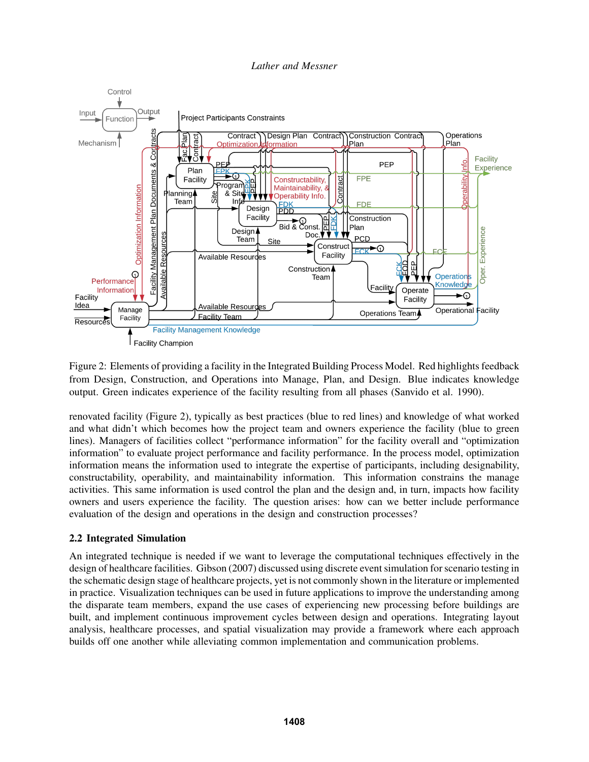Figure 2: Elements of providing a facility in the Integrated Building Process Model. Red highlights feedback from Design, Construction, and Operations into Manage, Plan, and Design. Blue indicates knowledge output. Green indicates experience of the facility resulting from all phases (Sanvido et al. 1990).

renovated facility (Figure 2), typically as best practices (blue to red lines) and knowledge of what worked and what didn't which becomes how the project team and owners experience the facility (blue to green lines). Managers of facilities collect "performance information" for the facility overall and "optimization information" to evaluate project performance and facility performance. In the process model, optimization information means the information used to integrate the expertise of participants, including designability, constructability, operability, and maintainability information. This information constrains the manage activities. This same information is used control the plan and the design and, in turn, impacts how facility owners and users experience the facility. The question arises: how can we better include performance evaluation of the design and operations in the design and construction processes?

## 2.2 Integrated Simulation

An integrated technique is needed if we want to leverage the computational techniques effectively in the design of healthcare facilities. Gibson (2007) discussed using discrete event simulation for scenario testing in the schematic design stage of healthcare projects, yet is not commonly shown in the literature or implemented in practice. Visualization techniques can be used in future applications to improve the understanding among the disparate team members, expand the use cases of experiencing new processing before buildings are built, and implement continuous improvement cycles between design and operations. Integrating layout analysis, healthcare processes, and spatial visualization may provide a framework where each approach builds off one another while alleviating common implementation and communication problems.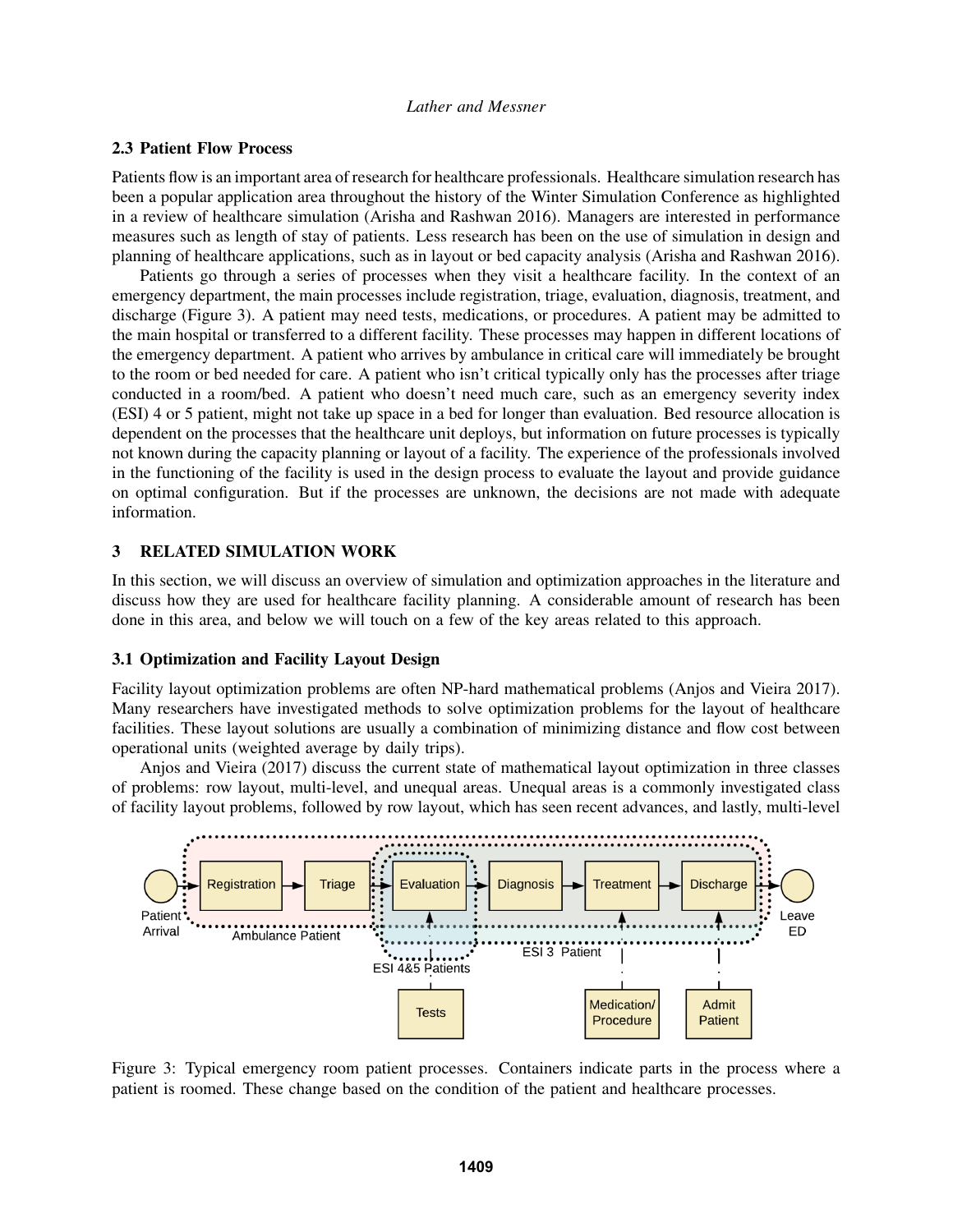### 2.3 Patient Flow Process

Patients flow is an important area of research for healthcare professionals. Healthcare simulation research has been a popular application area throughout the history of the Winter Simulation Conference as highlighted in a review of healthcare simulation (Arisha and Rashwan 2016). Managers are interested in performance measures such as length of stay of patients. Less research has been on the use of simulation in design and planning of healthcare applications, such as in layout or bed capacity analysis (Arisha and Rashwan 2016).

Patients go through a series of processes when they visit a healthcare facility. In the context of an emergency department, the main processes include registration, triage, evaluation, diagnosis, treatment, and discharge (Figure 3). A patient may need tests, medications, or procedures. A patient may be admitted to the main hospital or transferred to a different facility. These processes may happen in different locations of the emergency department. A patient who arrives by ambulance in critical care will immediately be brought to the room or bed needed for care. A patient who isn't critical typically only has the processes after triage conducted in a room/bed. A patient who doesn't need much care, such as an emergency severity index (ESI) 4 or 5 patient, might not take up space in a bed for longer than evaluation. Bed resource allocation is dependent on the processes that the healthcare unit deploys, but information on future processes is typically not known during the capacity planning or layout of a facility. The experience of the professionals involved in the functioning of the facility is used in the design process to evaluate the layout and provide guidance on optimal configuration. But if the processes are unknown, the decisions are not made with adequate information.

## 3 RELATED SIMULATION WORK

In this section, we will discuss an overview of simulation and optimization approaches in the literature and discuss how they are used for healthcare facility planning. A considerable amount of research has been done in this area, and below we will touch on a few of the key areas related to this approach.

### 3.1 Optimization and Facility Layout Design

Facility layout optimization problems are often NP-hard mathematical problems (Anjos and Vieira 2017). Many researchers have investigated methods to solve optimization problems for the layout of healthcare facilities. These layout solutions are usually a combination of minimizing distance and flow cost between operational units (weighted average by daily trips).

Anjos and Vieira (2017) discuss the current state of mathematical layout optimization in three classes of problems: row layout, multi-level, and unequal areas. Unequal areas is a commonly investigated class of facility layout problems, followed by row layout, which has seen recent advances, and lastly, multi-level

Figure 3: Typical emergency room patient processes. Containers indicate parts in the process where a patient is roomed. These change based on the condition of the patient and healthcare processes.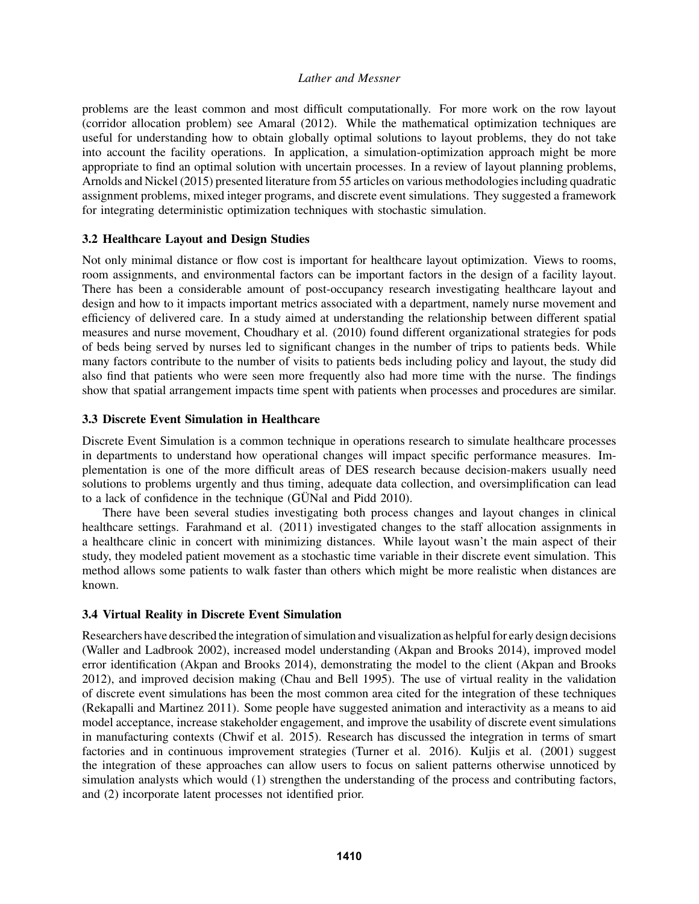problems are the least common and most difficult computationally. For more work on the row layout (corridor allocation problem) see Amaral (2012). While the mathematical optimization techniques are useful for understanding how to obtain globally optimal solutions to layout problems, they do not take into account the facility operations. In application, a simulation-optimization approach might be more appropriate to find an optimal solution with uncertain processes. In a review of layout planning problems, Arnolds and Nickel (2015) presented literature from 55 articles on various methodologies including quadratic assignment problems, mixed integer programs, and discrete event simulations. They suggested a framework for integrating deterministic optimization techniques with stochastic simulation.

### 3.2 Healthcare Layout and Design Studies

Not only minimal distance or flow cost is important for healthcare layout optimization. Views to rooms, room assignments, and environmental factors can be important factors in the design of a facility layout. There has been a considerable amount of post-occupancy research investigating healthcare layout and design and how to it impacts important metrics associated with a department, namely nurse movement and efficiency of delivered care. In a study aimed at understanding the relationship between different spatial measures and nurse movement, Choudhary et al. (2010) found different organizational strategies for pods of beds being served by nurses led to significant changes in the number of trips to patients beds. While many factors contribute to the number of visits to patients beds including policy and layout, the study did also find that patients who were seen more frequently also had more time with the nurse. The findings show that spatial arrangement impacts time spent with patients when processes and procedures are similar.

### 3.3 Discrete Event Simulation in Healthcare

Discrete Event Simulation is a common technique in operations research to simulate healthcare processes in departments to understand how operational changes will impact specific performance measures. Implementation is one of the more difficult areas of DES research because decision-makers usually need solutions to problems urgently and thus timing, adequate data collection, and oversimplification can lead to a lack of confidence in the technique (GÜNal and Pidd 2010).

There have been several studies investigating both process changes and layout changes in clinical healthcare settings. Farahmand et al. (2011) investigated changes to the staff allocation assignments in a healthcare clinic in concert with minimizing distances. While layout wasn't the main aspect of their study, they modeled patient movement as a stochastic time variable in their discrete event simulation. This method allows some patients to walk faster than others which might be more realistic when distances are known.

### 3.4 Virtual Reality in Discrete Event Simulation

Researchers have described the integration of simulation and visualization as helpful for early design decisions (Waller and Ladbrook 2002), increased model understanding (Akpan and Brooks 2014), improved model error identification (Akpan and Brooks 2014), demonstrating the model to the client (Akpan and Brooks 2012), and improved decision making (Chau and Bell 1995). The use of virtual reality in the validation of discrete event simulations has been the most common area cited for the integration of these techniques (Rekapalli and Martinez 2011). Some people have suggested animation and interactivity as a means to aid model acceptance, increase stakeholder engagement, and improve the usability of discrete event simulations in manufacturing contexts (Chwif et al. 2015). Research has discussed the integration in terms of smart factories and in continuous improvement strategies (Turner et al. 2016). Kuljis et al. (2001) suggest the integration of these approaches can allow users to focus on salient patterns otherwise unnoticed by simulation analysts which would (1) strengthen the understanding of the process and contributing factors, and (2) incorporate latent processes not identified prior.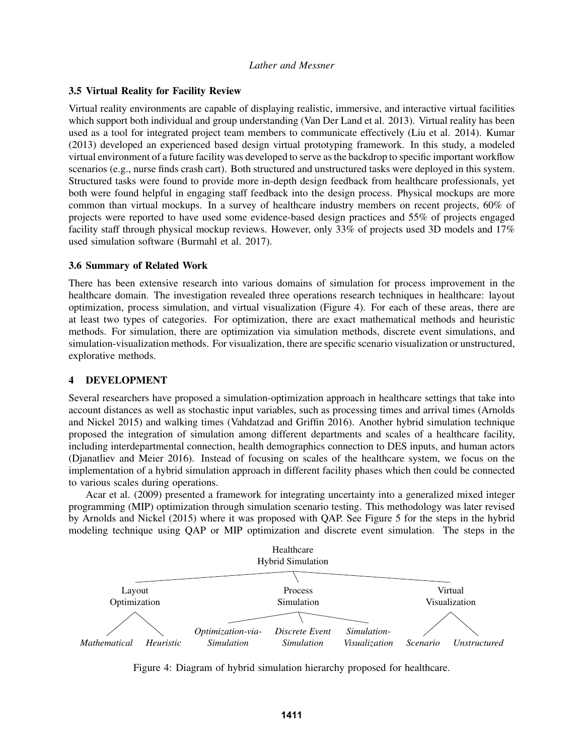### 3.5 Virtual Reality for Facility Review

Virtual reality environments are capable of displaying realistic, immersive, and interactive virtual facilities which support both individual and group understanding (Van Der Land et al. 2013). Virtual reality has been used as a tool for integrated project team members to communicate effectively (Liu et al. 2014). Kumar (2013) developed an experienced based design virtual prototyping framework. In this study, a modeled virtual environment of a future facility was developed to serve as the backdrop to specific important workflow scenarios (e.g., nurse finds crash cart). Both structured and unstructured tasks were deployed in this system. Structured tasks were found to provide more in-depth design feedback from healthcare professionals, yet both were found helpful in engaging staff feedback into the design process. Physical mockups are more common than virtual mockups. In a survey of healthcare industry members on recent projects, 60% of projects were reported to have used some evidence-based design practices and 55% of projects engaged facility staff through physical mockup reviews. However, only 33% of projects used 3D models and 17% used simulation software (Burmahl et al. 2017).

### 3.6 Summary of Related Work

There has been extensive research into various domains of simulation for process improvement in the healthcare domain. The investigation revealed three operations research techniques in healthcare: layout optimization, process simulation, and virtual visualization (Figure 4). For each of these areas, there are at least two types of categories. For optimization, there are exact mathematical methods and heuristic methods. For simulation, there are optimization via simulation methods, discrete event simulations, and simulation-visualization methods. For visualization, there are specific scenario visualization or unstructured, explorative methods.

## 4 DEVELOPMENT

Several researchers have proposed a simulation-optimization approach in healthcare settings that take into account distances as well as stochastic input variables, such as processing times and arrival times (Arnolds and Nickel 2015) and walking times (Vahdatzad and Griffin 2016). Another hybrid simulation technique proposed the integration of simulation among different departments and scales of a healthcare facility, including interdepartmental connection, health demographics connection to DES inputs, and human actors (Djanatliev and Meier 2016). Instead of focusing on scales of the healthcare system, we focus on the implementation of a hybrid simulation approach in different facility phases which then could be connected to various scales during operations.

Acar et al. (2009) presented a framework for integrating uncertainty into a generalized mixed integer programming (MIP) optimization through simulation scenario testing. This methodology was later revised by Arnolds and Nickel (2015) where it was proposed with QAP. See Figure 5 for the steps in the hybrid modeling technique using QAP or MIP optimization and discrete event simulation. The steps in the

Healthcare Hybrid Simulation

- Layout Optimization
  - *Mathematical*
  - *Heuristic*
- Process Simulation
  - *Optimization-via-Simulation*
  - *Discrete Event Simulation*
  - *Simulation-Visualization*
- Virtual Visualization
  - *Scenario*
  - *Unstructured*

Figure 4: Diagram of hybrid simulation hierarchy proposed for healthcare.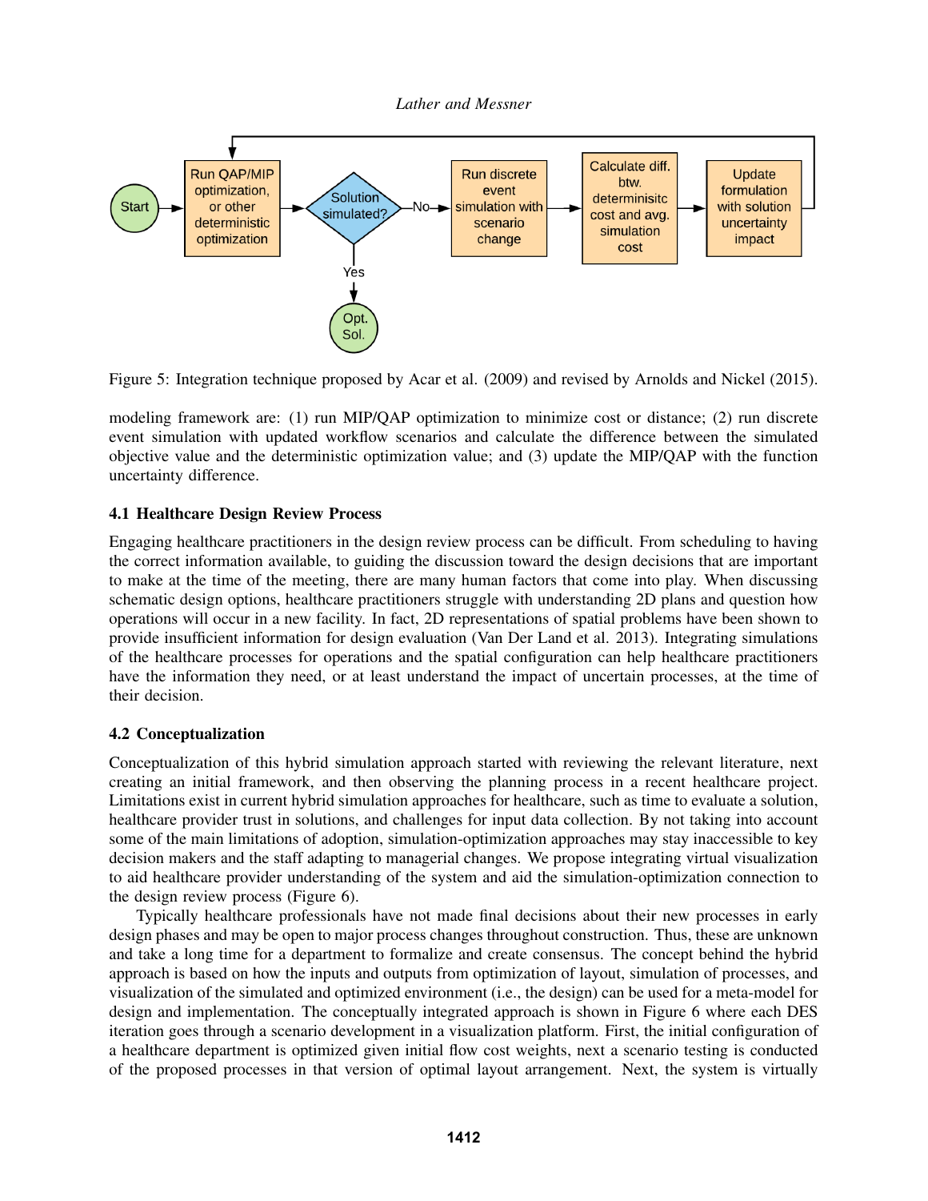Figure 5: Integration technique proposed by Acar et al. (2009) and revised by Arnolds and Nickel (2015).

modeling framework are: (1) run MIP/QAP optimization to minimize cost or distance; (2) run discrete event simulation with updated workflow scenarios and calculate the difference between the simulated objective value and the deterministic optimization value; and (3) update the MIP/QAP with the function uncertainty difference.

### 4.1 Healthcare Design Review Process

Engaging healthcare practitioners in the design review process can be difficult. From scheduling to having the correct information available, to guiding the discussion toward the design decisions that are important to make at the time of the meeting, there are many human factors that come into play. When discussing schematic design options, healthcare practitioners struggle with understanding 2D plans and question how operations will occur in a new facility. In fact, 2D representations of spatial problems have been shown to provide insufficient information for design evaluation (Van Der Land et al. 2013). Integrating simulations of the healthcare processes for operations and the spatial configuration can help healthcare practitioners have the information they need, or at least understand the impact of uncertain processes, at the time of their decision.

### 4.2 Conceptualization

Conceptualization of this hybrid simulation approach started with reviewing the relevant literature, next creating an initial framework, and then observing the planning process in a recent healthcare project. Limitations exist in current hybrid simulation approaches for healthcare, such as time to evaluate a solution, healthcare provider trust in solutions, and challenges for input data collection. By not taking into account some of the main limitations of adoption, simulation-optimization approaches may stay inaccessible to key decision makers and the staff adapting to managerial changes. We propose integrating virtual visualization to aid healthcare provider understanding of the system and aid the simulation-optimization connection to the design review process (Figure 6).

Typically healthcare professionals have not made final decisions about their new processes in early design phases and may be open to major process changes throughout construction. Thus, these are unknown and take a long time for a department to formalize and create consensus. The concept behind the hybrid approach is based on how the inputs and outputs from optimization of layout, simulation of processes, and visualization of the simulated and optimized environment (i.e., the design) can be used for a meta-model for design and implementation. The conceptually integrated approach is shown in Figure 6 where each DES iteration goes through a scenario development in a visualization platform. First, the initial configuration of a healthcare department is optimized given initial flow cost weights, next a scenario testing is conducted of the proposed processes in that version of optimal layout arrangement. Next, the system is virtually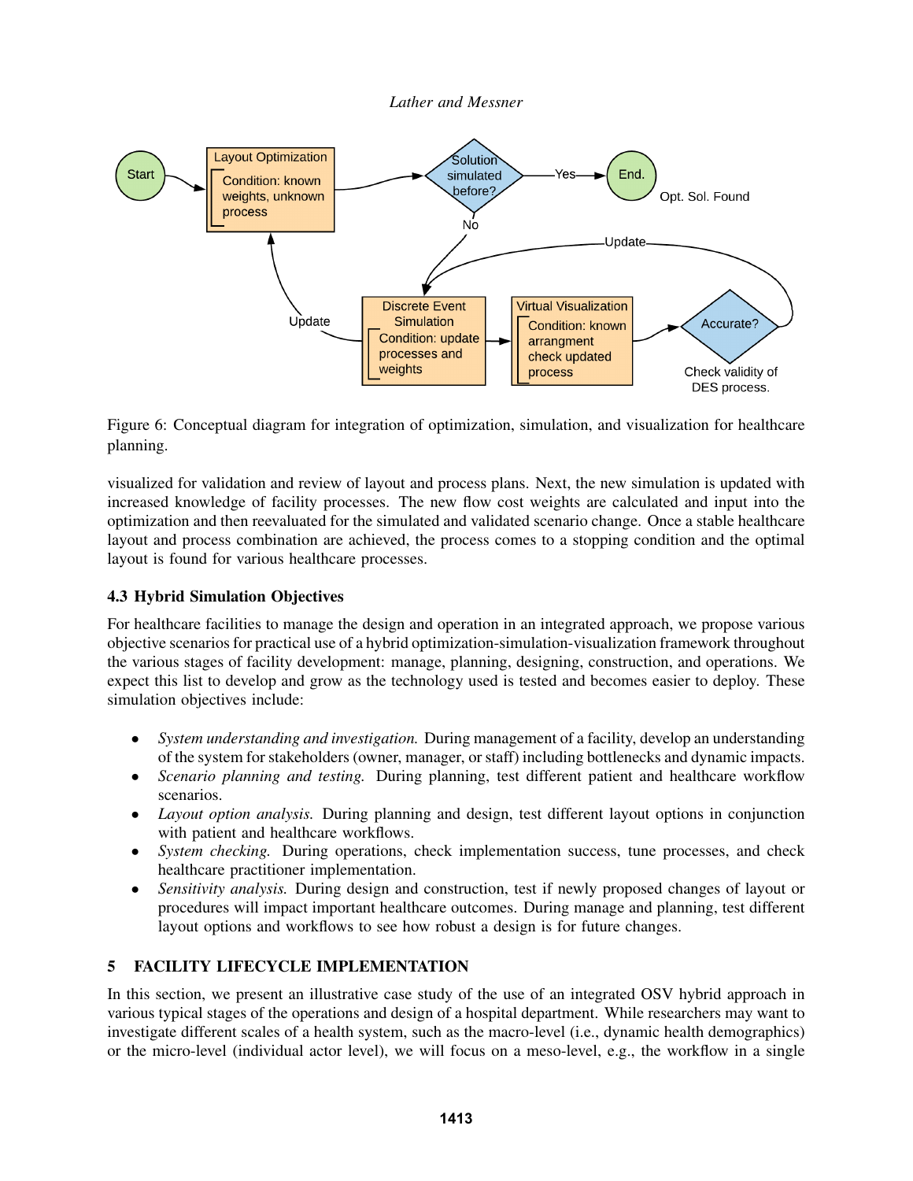Figure 6: Conceptual diagram for integration of optimization, simulation, and visualization for healthcare planning.

visualized for validation and review of layout and process plans. Next, the new simulation is updated with increased knowledge of facility processes. The new flow cost weights are calculated and input into the optimization and then reevaluated for the simulated and validated scenario change. Once a stable healthcare layout and process combination are achieved, the process comes to a stopping condition and the optimal layout is found for various healthcare processes.

### 4.3 Hybrid Simulation Objectives

For healthcare facilities to manage the design and operation in an integrated approach, we propose various objective scenarios for practical use of a hybrid optimization-simulation-visualization framework throughout the various stages of facility development: manage, planning, designing, construction, and operations. We expect this list to develop and grow as the technology used is tested and becomes easier to deploy. These simulation objectives include:

- *System understanding and investigation.* During management of a facility, develop an understanding of the system for stakeholders (owner, manager, or staff) including bottlenecks and dynamic impacts.
- *Scenario planning and testing.* During planning, test different patient and healthcare workflow scenarios.
- *Layout option analysis.* During planning and design, test different layout options in conjunction with patient and healthcare workflows.
- *System checking.* During operations, check implementation success, tune processes, and check healthcare practitioner implementation.
- *Sensitivity analysis.* During design and construction, test if newly proposed changes of layout or procedures will impact important healthcare outcomes. During manage and planning, test different layout options and workflows to see how robust a design is for future changes.

## 5 FACILITY LIFECYCLE IMPLEMENTATION

In this section, we present an illustrative case study of the use of an integrated OSV hybrid approach in various typical stages of the operations and design of a hospital department. While researchers may want to investigate different scales of a health system, such as the macro-level (i.e., dynamic health demographics) or the micro-level (individual actor level), we will focus on a meso-level, e.g., the workflow in a single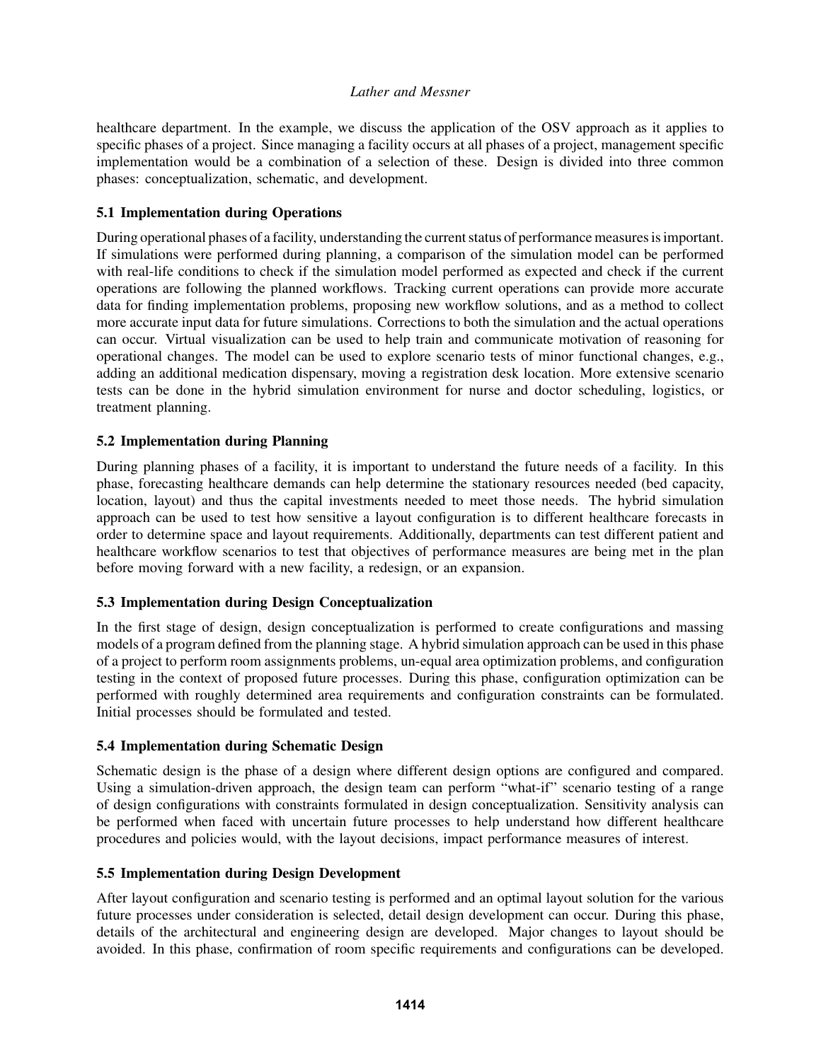healthcare department. In the example, we discuss the application of the OSV approach as it applies to specific phases of a project. Since managing a facility occurs at all phases of a project, management specific implementation would be a combination of a selection of these. Design is divided into three common phases: conceptualization, schematic, and development.

### 5.1 Implementation during Operations

During operational phases of a facility, understanding the current status of performance measures is important. If simulations were performed during planning, a comparison of the simulation model can be performed with real-life conditions to check if the simulation model performed as expected and check if the current operations are following the planned workflows. Tracking current operations can provide more accurate data for finding implementation problems, proposing new workflow solutions, and as a method to collect more accurate input data for future simulations. Corrections to both the simulation and the actual operations can occur. Virtual visualization can be used to help train and communicate motivation of reasoning for operational changes. The model can be used to explore scenario tests of minor functional changes, e.g., adding an additional medication dispensary, moving a registration desk location. More extensive scenario tests can be done in the hybrid simulation environment for nurse and doctor scheduling, logistics, or treatment planning.

### 5.2 Implementation during Planning

During planning phases of a facility, it is important to understand the future needs of a facility. In this phase, forecasting healthcare demands can help determine the stationary resources needed (bed capacity, location, layout) and thus the capital investments needed to meet those needs. The hybrid simulation approach can be used to test how sensitive a layout configuration is to different healthcare forecasts in order to determine space and layout requirements. Additionally, departments can test different patient and healthcare workflow scenarios to test that objectives of performance measures are being met in the plan before moving forward with a new facility, a redesign, or an expansion.

### 5.3 Implementation during Design Conceptualization

In the first stage of design, design conceptualization is performed to create configurations and massing models of a program defined from the planning stage. A hybrid simulation approach can be used in this phase of a project to perform room assignments problems, un-equal area optimization problems, and configuration testing in the context of proposed future processes. During this phase, configuration optimization can be performed with roughly determined area requirements and configuration constraints can be formulated. Initial processes should be formulated and tested.

### 5.4 Implementation during Schematic Design

Schematic design is the phase of a design where different design options are configured and compared. Using a simulation-driven approach, the design team can perform "what-if" scenario testing of a range of design configurations with constraints formulated in design conceptualization. Sensitivity analysis can be performed when faced with uncertain future processes to help understand how different healthcare procedures and policies would, with the layout decisions, impact performance measures of interest.

### 5.5 Implementation during Design Development

After layout configuration and scenario testing is performed and an optimal layout solution for the various future processes under consideration is selected, detail design development can occur. During this phase, details of the architectural and engineering design are developed. Major changes to layout should be avoided. In this phase, confirmation of room specific requirements and configurations can be developed.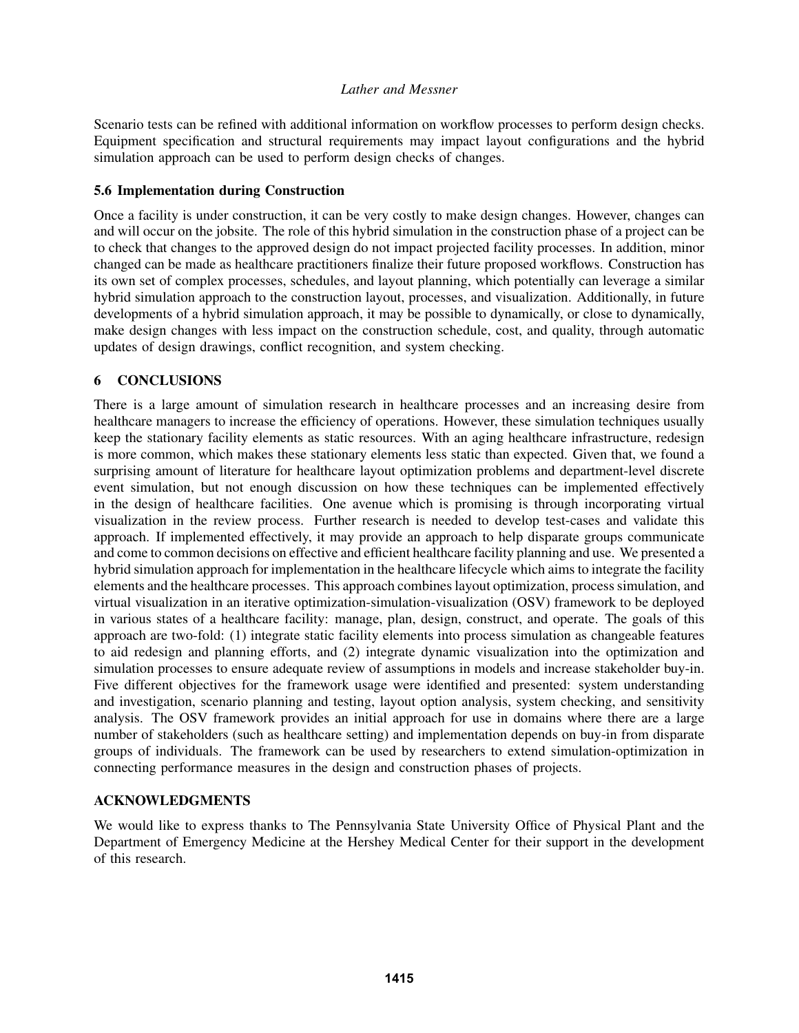Scenario tests can be refined with additional information on workflow processes to perform design checks. Equipment specification and structural requirements may impact layout configurations and the hybrid simulation approach can be used to perform design checks of changes.

### 5.6 Implementation during Construction

Once a facility is under construction, it can be very costly to make design changes. However, changes can and will occur on the jobsite. The role of this hybrid simulation in the construction phase of a project can be to check that changes to the approved design do not impact projected facility processes. In addition, minor changed can be made as healthcare practitioners finalize their future proposed workflows. Construction has its own set of complex processes, schedules, and layout planning, which potentially can leverage a similar hybrid simulation approach to the construction layout, processes, and visualization. Additionally, in future developments of a hybrid simulation approach, it may be possible to dynamically, or close to dynamically, make design changes with less impact on the construction schedule, cost, and quality, through automatic updates of design drawings, conflict recognition, and system checking.

## 6 CONCLUSIONS

There is a large amount of simulation research in healthcare processes and an increasing desire from healthcare managers to increase the efficiency of operations. However, these simulation techniques usually keep the stationary facility elements as static resources. With an aging healthcare infrastructure, redesign is more common, which makes these stationary elements less static than expected. Given that, we found a surprising amount of literature for healthcare layout optimization problems and department-level discrete event simulation, but not enough discussion on how these techniques can be implemented effectively in the design of healthcare facilities. One avenue which is promising is through incorporating virtual visualization in the review process. Further research is needed to develop test-cases and validate this approach. If implemented effectively, it may provide an approach to help disparate groups communicate and come to common decisions on effective and efficient healthcare facility planning and use. We presented a hybrid simulation approach for implementation in the healthcare lifecycle which aims to integrate the facility elements and the healthcare processes. This approach combines layout optimization, process simulation, and virtual visualization in an iterative optimization-simulation-visualization (OSV) framework to be deployed in various states of a healthcare facility: manage, plan, design, construct, and operate. The goals of this approach are two-fold: (1) integrate static facility elements into process simulation as changeable features to aid redesign and planning efforts, and (2) integrate dynamic visualization into the optimization and simulation processes to ensure adequate review of assumptions in models and increase stakeholder buy-in. Five different objectives for the framework usage were identified and presented: system understanding and investigation, scenario planning and testing, layout option analysis, system checking, and sensitivity analysis. The OSV framework provides an initial approach for use in domains where there are a large number of stakeholders (such as healthcare setting) and implementation depends on buy-in from disparate groups of individuals. The framework can be used by researchers to extend simulation-optimization in connecting performance measures in the design and construction phases of projects.

## ACKNOWLEDGMENTS

We would like to express thanks to The Pennsylvania State University Office of Physical Plant and the Department of Emergency Medicine at the Hershey Medical Center for their support in the development of this research.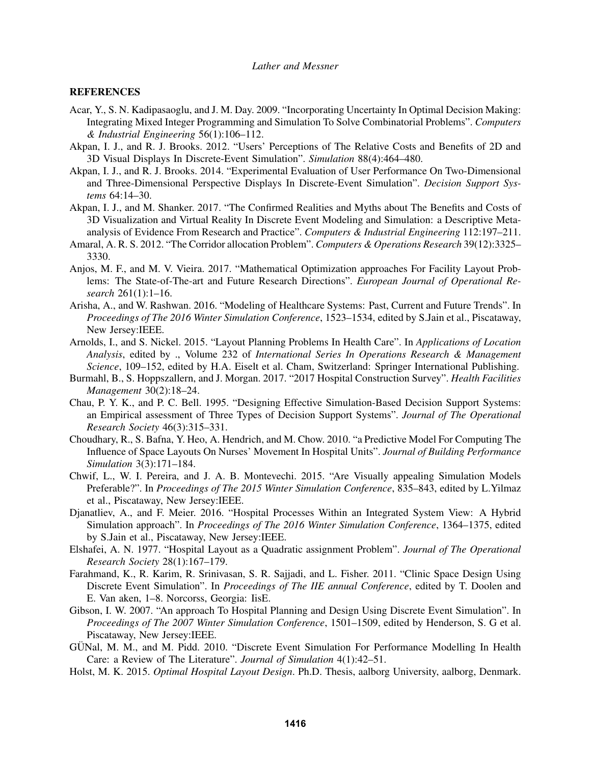## REFERENCES

Acar, Y., S. N. Kadipasaoglu, and J. M. Day. 2009. "Incorporating Uncertainty In Optimal Decision Making: Integrating Mixed Integer Programming and Simulation To Solve Combinatorial Problems". *Computers & Industrial Engineering* 56(1):106–112.

Akpan, I. J., and R. J. Brooks. 2012. "Users' Perceptions of The Relative Costs and Benefits of 2D and 3D Visual Displays In Discrete-Event Simulation". *Simulation* 88(4):464–480.

Akpan, I. J., and R. J. Brooks. 2014. "Experimental Evaluation of User Performance On Two-Dimensional and Three-Dimensional Perspective Displays In Discrete-Event Simulation". *Decision Support Systems* 64:14–30.

Akpan, I. J., and M. Shanker. 2017. "The Confirmed Realities and Myths about The Benefits and Costs of 3D Visualization and Virtual Reality In Discrete Event Modeling and Simulation: a Descriptive Meta-analysis of Evidence From Research and Practice". *Computers & Industrial Engineering* 112:197–211.

Amaral, A. R. S. 2012. "The Corridor allocation Problem". *Computers & Operations Research* 39(12):3325–3330.

Anjos, M. F., and M. V. Vieira. 2017. "Mathematical Optimization approaches For Facility Layout Problems: The State-of-The-art and Future Research Directions". *European Journal of Operational Research* 261(1):1–16.

Arisha, A., and W. Rashwan. 2016. "Modeling of Healthcare Systems: Past, Current and Future Trends". In *Proceedings of The 2016 Winter Simulation Conference*, 1523–1534, edited by S.Jain et al., Piscataway, New Jersey:IEEE.

Arnolds, I., and S. Nickel. 2015. "Layout Planning Problems In Health Care". In *Applications of Location Analysis*, edited by ., Volume 232 of *International Series In Operations Research & Management Science*, 109–152, edited by H.A. Eiselt et al. Cham, Switzerland: Springer International Publishing.

Burmahl, B., S. Hoppszallern, and J. Morgan. 2017. "2017 Hospital Construction Survey". *Health Facilities Management* 30(2):18–24.

Chau, P. Y. K., and P. C. Bell. 1995. "Designing Effective Simulation-Based Decision Support Systems: an Empirical assessment of Three Types of Decision Support Systems". *Journal of The Operational Research Society* 46(3):315–331.

Choudhary, R., S. Bafna, Y. Heo, A. Hendrich, and M. Chow. 2010. "a Predictive Model For Computing The Influence of Space Layouts On Nurses' Movement In Hospital Units". *Journal of Building Performance Simulation* 3(3):171–184.

Chwif, L., W. I. Pereira, and J. A. B. Montevechi. 2015. "Are Visually appealing Simulation Models Preferable?". In *Proceedings of The 2015 Winter Simulation Conference*, 835–843, edited by L.Yilmaz et al., Piscataway, New Jersey:IEEE.

Djanatliev, A., and F. Meier. 2016. "Hospital Processes Within an Integrated System View: A Hybrid Simulation approach". In *Proceedings of The 2016 Winter Simulation Conference*, 1364–1375, edited by S.Jain et al., Piscataway, New Jersey:IEEE.

Elshafei, A. N. 1977. "Hospital Layout as a Quadratic assignment Problem". *Journal of The Operational Research Society* 28(1):167–179.

Farahmand, K., R. Karim, R. Srinivasan, S. R. Sajjadi, and L. Fisher. 2011. "Clinic Space Design Using Discrete Event Simulation". In *Proceedings of The IIE annual Conference*, edited by T. Doolen and E. Van aken, 1–8. Norcorss, Georgia: IisE.

Gibson, I. W. 2007. "An approach To Hospital Planning and Design Using Discrete Event Simulation". In *Proceedings of The 2007 Winter Simulation Conference*, 1501–1509, edited by Henderson, S. G et al. Piscataway, New Jersey:IEEE.

GÜNal, M. M., and M. Pidd. 2010. "Discrete Event Simulation For Performance Modelling In Health Care: a Review of The Literature". *Journal of Simulation* 4(1):42–51.

Holst, M. K. 2015. *Optimal Hospital Layout Design*. Ph.D. Thesis, aalborg University, aalborg, Denmark.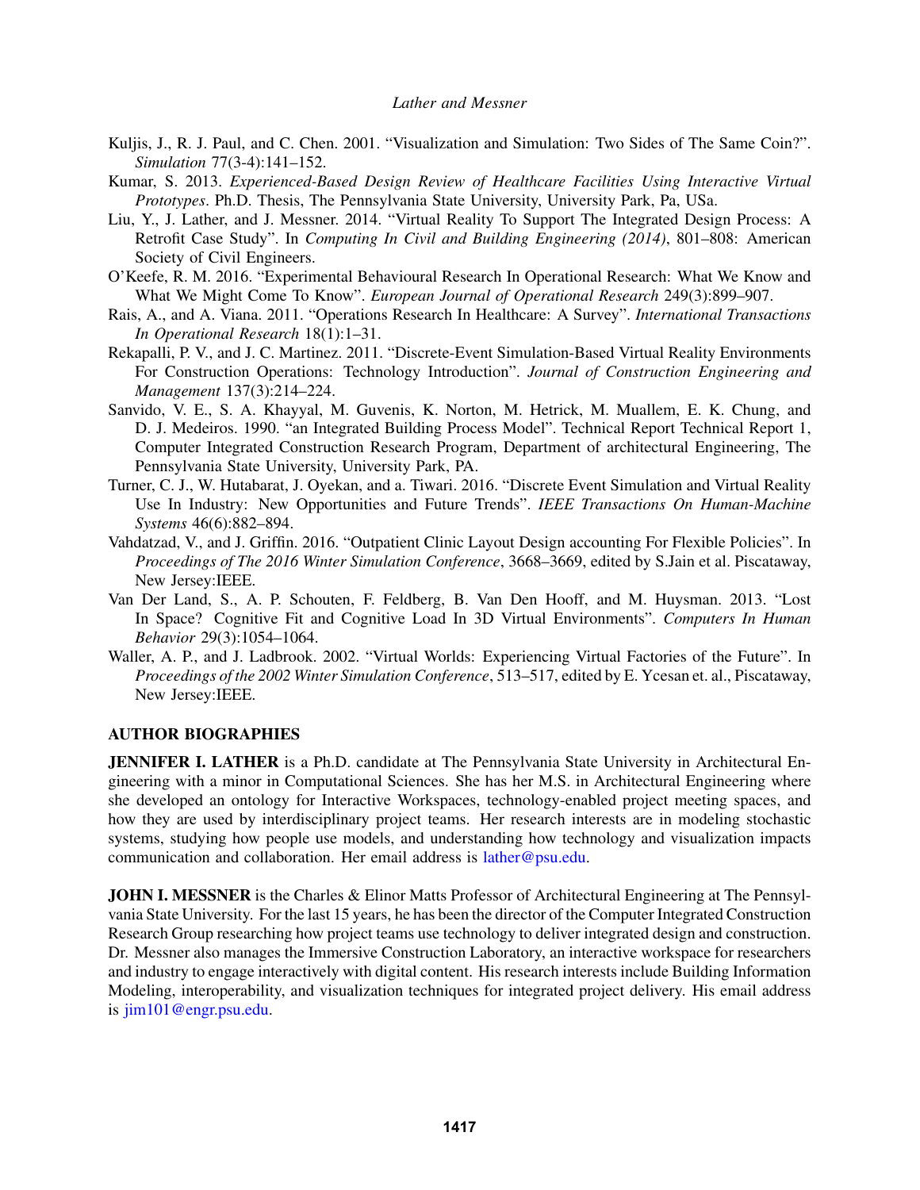Kuljis, J., R. J. Paul, and C. Chen. 2001. "Visualization and Simulation: Two Sides of The Same Coin?". *Simulation* 77(3-4):141–152.

Kumar, S. 2013. *Experienced-Based Design Review of Healthcare Facilities Using Interactive Virtual Prototypes*. Ph.D. Thesis, The Pennsylvania State University, University Park, Pa, USa.

Liu, Y., J. Lather, and J. Messner. 2014. "Virtual Reality To Support The Integrated Design Process: A Retrofit Case Study". In *Computing In Civil and Building Engineering (2014)*, 801–808: American Society of Civil Engineers.

O'Keefe, R. M. 2016. "Experimental Behavioural Research In Operational Research: What We Know and What We Might Come To Know". *European Journal of Operational Research* 249(3):899–907.

Rais, A., and A. Viana. 2011. "Operations Research In Healthcare: A Survey". *International Transactions In Operational Research* 18(1):1–31.

Rekapalli, P. V., and J. C. Martinez. 2011. "Discrete-Event Simulation-Based Virtual Reality Environments For Construction Operations: Technology Introduction". *Journal of Construction Engineering and Management* 137(3):214–224.

Sanvido, V. E., S. A. Khayyal, M. Guvenis, K. Norton, M. Hetrick, M. Muallem, E. K. Chung, and D. J. Medeiros. 1990. "an Integrated Building Process Model". Technical Report Technical Report 1, Computer Integrated Construction Research Program, Department of architectural Engineering, The Pennsylvania State University, University Park, PA.

Turner, C. J., W. Hutabarat, J. Oyekan, and a. Tiwari. 2016. "Discrete Event Simulation and Virtual Reality Use In Industry: New Opportunities and Future Trends". *IEEE Transactions On Human-Machine Systems* 46(6):882–894.

Vahdatzad, V., and J. Griffin. 2016. "Outpatient Clinic Layout Design accounting For Flexible Policies". In *Proceedings of The 2016 Winter Simulation Conference*, 3668–3669, edited by S.Jain et al. Piscataway, New Jersey:IEEE.

Van Der Land, S., A. P. Schouten, F. Feldberg, B. Van Den Hooff, and M. Huysman. 2013. "Lost In Space? Cognitive Fit and Cognitive Load In 3D Virtual Environments". *Computers In Human Behavior* 29(3):1054–1064.

Waller, A. P., and J. Ladbrook. 2002. "Virtual Worlds: Experiencing Virtual Factories of the Future". In *Proceedings of the 2002 Winter Simulation Conference*, 513–517, edited by E. Ycesan et. al., Piscataway, New Jersey:IEEE.

## AUTHOR BIOGRAPHIES

**JENNIFER I. LATHER** is a Ph.D. candidate at The Pennsylvania State University in Architectural Engineering with a minor in Computational Sciences. She has her M.S. in Architectural Engineering where she developed an ontology for Interactive Workspaces, technology-enabled project meeting spaces, and how they are used by interdisciplinary project teams. Her research interests are in modeling stochastic systems, studying how people use models, and understanding how technology and visualization impacts communication and collaboration. Her email address is lather@psu.edu.

**JOHN I. MESSNER** is the Charles & Elinor Matts Professor of Architectural Engineering at The Pennsylvania State University. For the last 15 years, he has been the director of the Computer Integrated Construction Research Group researching how project teams use technology to deliver integrated design and construction. Dr. Messner also manages the Immersive Construction Laboratory, an interactive workspace for researchers and industry to engage interactively with digital content. His research interests include Building Information Modeling, interoperability, and visualization techniques for integrated project delivery. His email address is jim101@engr.psu.edu.